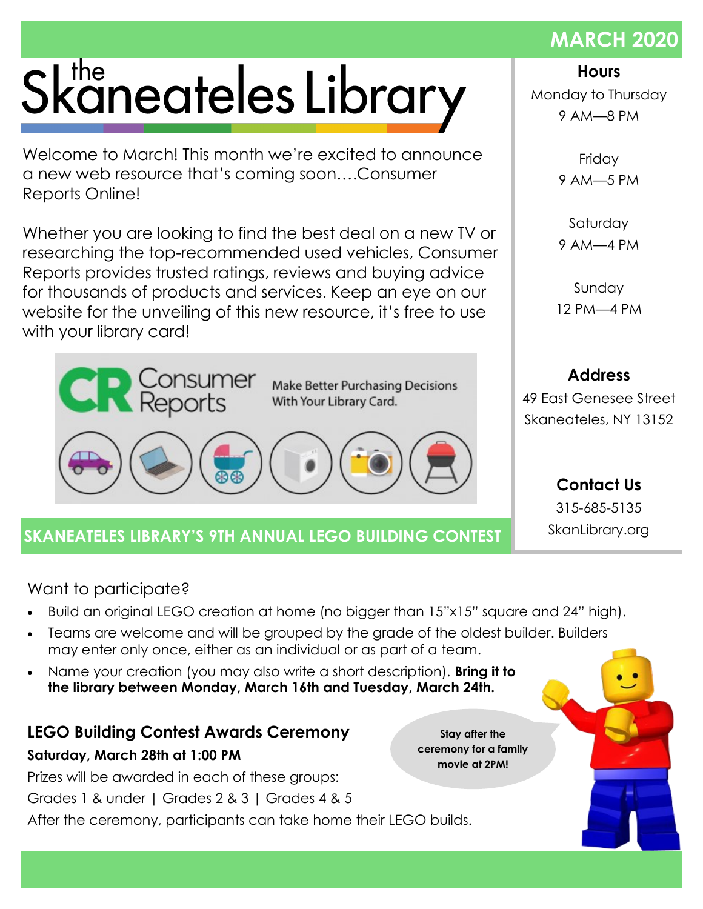# the Skaneateles Library

**MARCH 2020**

Welcome to March! This month we're excited to announce a new web resource that's coming soon….Consumer Reports Online!

Whether you are looking to find the best deal on a new TV or researching the top-recommended used vehicles, Consumer Reports provides trusted ratings, reviews and buying advice for thousands of products and services. Keep an eye on our website for the unveiling of this new resource, it's free to use with your library card!

Consumer Reports — Make Better Purchasing Decisions With Your Library Card.

### Hours

Monday to Thursday
9 AM—8 PM

Friday
9 AM—5 PM

Saturday
9 AM—4 PM

Sunday
12 PM—4 PM

### Address

49 East Genesee Street
Skaneateles, NY 13152

### Contact Us

315-685-5135
SkanLibrary.org

## SKANEATELES LIBRARY'S 9TH ANNUAL LEGO BUILDING CONTEST

Want to participate?

- Build an original LEGO creation at home (no bigger than 15"x15" square and 24" high).
- Teams are welcome and will be grouped by the grade of the oldest builder. Builders may enter only once, either as an individual or as part of a team.
- Name your creation (you may also write a short description). **Bring it to the library between Monday, March 16th and Tuesday, March 24th.**

### LEGO Building Contest Awards Ceremony

**Saturday, March 28th at 1:00 PM**

Prizes will be awarded in each of these groups:

Grades 1 & under | Grades 2 & 3 | Grades 4 & 5

After the ceremony, participants can take home their LEGO builds.

**Stay after the ceremony for a family movie at 2PM!**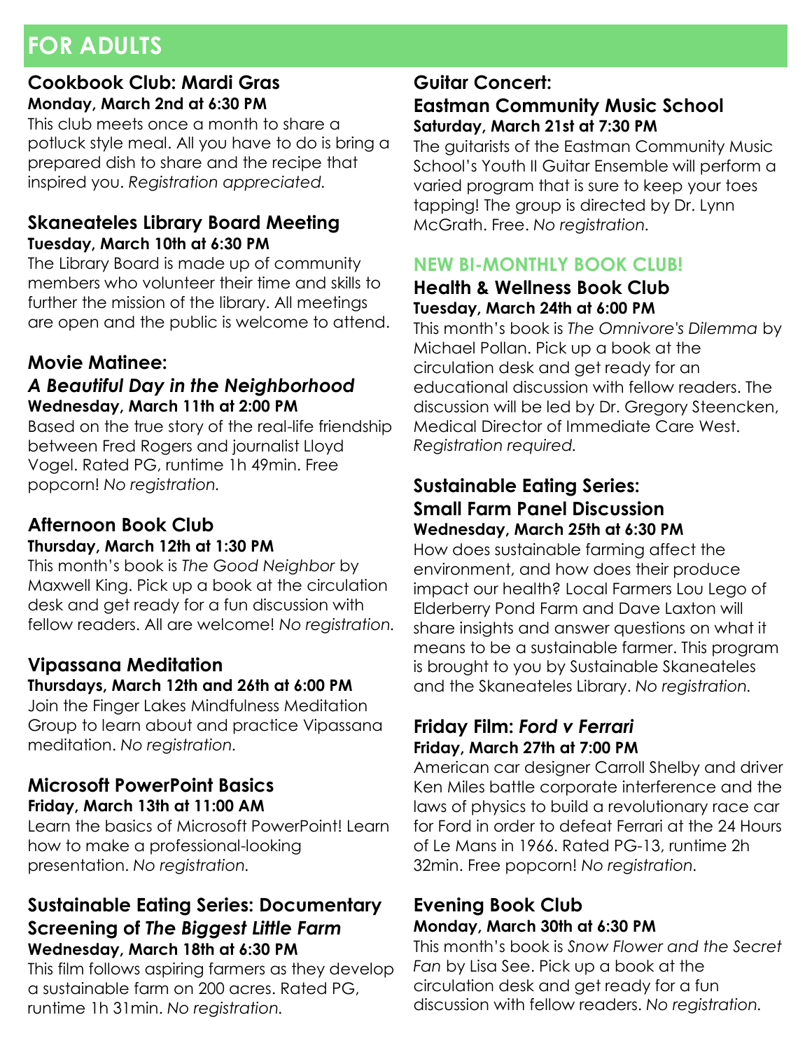# FOR ADULTS

### Cookbook Club: Mardi Gras
**Monday, March 2nd at 6:30 PM**

This club meets once a month to share a potluck style meal. All you have to do is bring a prepared dish to share and the recipe that inspired you. *Registration appreciated.*

### Skaneateles Library Board Meeting
**Tuesday, March 10th at 6:30 PM**

The Library Board is made up of community members who volunteer their time and skills to further the mission of the library. All meetings are open and the public is welcome to attend.

### Movie Matinee: *A Beautiful Day in the Neighborhood*
**Wednesday, March 11th at 2:00 PM**

Based on the true story of the real-life friendship between Fred Rogers and journalist Lloyd Vogel. Rated PG, runtime 1h 49min. Free popcorn! *No registration.*

### Afternoon Book Club
**Thursday, March 12th at 1:30 PM**

This month's book is *The Good Neighbor* by Maxwell King. Pick up a book at the circulation desk and get ready for a fun discussion with fellow readers. All are welcome! *No registration.*

### Vipassana Meditation
**Thursdays, March 12th and 26th at 6:00 PM**

Join the Finger Lakes Mindfulness Meditation Group to learn about and practice Vipassana meditation. *No registration.*

### Microsoft PowerPoint Basics
**Friday, March 13th at 11:00 AM**

Learn the basics of Microsoft PowerPoint! Learn how to make a professional-looking presentation. *No registration.*

### Sustainable Eating Series: Documentary Screening of *The Biggest Little Farm*
**Wednesday, March 18th at 6:30 PM**

This film follows aspiring farmers as they develop a sustainable farm on 200 acres. Rated PG, runtime 1h 31min. *No registration.*

### Guitar Concert: Eastman Community Music School
**Saturday, March 21st at 7:30 PM**

The guitarists of the Eastman Community Music School's Youth II Guitar Ensemble will perform a varied program that is sure to keep your toes tapping! The group is directed by Dr. Lynn McGrath. Free. *No registration.*

**NEW BI-MONTHLY BOOK CLUB!**

### Health & Wellness Book Club
**Tuesday, March 24th at 6:00 PM**

This month's book is *The Omnivore's Dilemma* by Michael Pollan. Pick up a book at the circulation desk and get ready for an educational discussion with fellow readers. The discussion will be led by Dr. Gregory Steencken, Medical Director of Immediate Care West. *Registration required.*

### Sustainable Eating Series: Small Farm Panel Discussion
**Wednesday, March 25th at 6:30 PM**

How does sustainable farming affect the environment, and how does their produce impact our health? Local Farmers Lou Lego of Elderberry Pond Farm and Dave Laxton will share insights and answer questions on what it means to be a sustainable farmer. This program is brought to you by Sustainable Skaneateles and the Skaneateles Library. *No registration.*

### Friday Film: *Ford v Ferrari*
**Friday, March 27th at 7:00 PM**

American car designer Carroll Shelby and driver Ken Miles battle corporate interference and the laws of physics to build a revolutionary race car for Ford in order to defeat Ferrari at the 24 Hours of Le Mans in 1966. Rated PG-13, runtime 2h 32min. Free popcorn! *No registration.*

### Evening Book Club
**Monday, March 30th at 6:30 PM**

This month's book is *Snow Flower and the Secret Fan* by Lisa See. Pick up a book at the circulation desk and get ready for a fun discussion with fellow readers. *No registration.*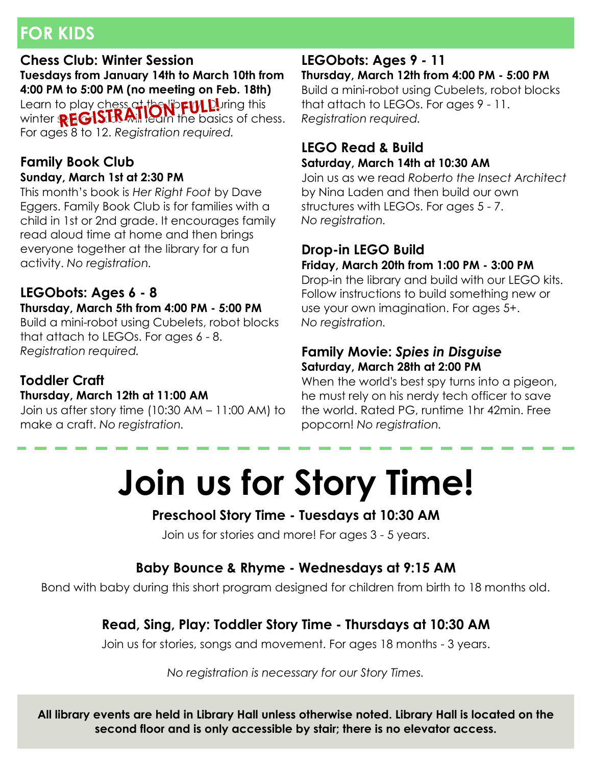## FOR KIDS

### Chess Club: Winter Session

**Tuesdays from January 14th to March 10th from 4:00 PM to 5:00 PM (no meeting on Feb. 18th)**

**REGISTRATION FULL!**

Learn to play chess at the library! During this winter session, kids will learn the basics of chess. For ages 8 to 12. *Registration required.*

### Family Book Club

**Sunday, March 1st at 2:30 PM**

This month's book is *Her Right Foot* by Dave Eggers. Family Book Club is for families with a child in 1st or 2nd grade. It encourages family read aloud time at home and then brings everyone together at the library for a fun activity. *No registration.*

### LEGObots: Ages 6 - 8

**Thursday, March 5th from 4:00 PM - 5:00 PM**

Build a mini-robot using Cubelets, robot blocks that attach to LEGOs. For ages 6 - 8. *Registration required.*

### Toddler Craft

**Thursday, March 12th at 11:00 AM**

Join us after story time (10:30 AM – 11:00 AM) to make a craft. *No registration.*

### LEGObots: Ages 9 - 11

**Thursday, March 12th from 4:00 PM - 5:00 PM**

Build a mini-robot using Cubelets, robot blocks that attach to LEGOs. For ages 9 - 11. *Registration required.*

### LEGO Read & Build

**Saturday, March 14th at 10:30 AM**

Join us as we read *Roberto the Insect Architect* by Nina Laden and then build our own structures with LEGOs. For ages 5 - 7. *No registration.*

### Drop-in LEGO Build

**Friday, March 20th from 1:00 PM - 3:00 PM**

Drop-in the library and build with our LEGO kits. Follow instructions to build something new or use your own imagination. For ages 5+. *No registration.*

### Family Movie: *Spies in Disguise*

**Saturday, March 28th at 2:00 PM**

When the world's best spy turns into a pigeon, he must rely on his nerdy tech officer to save the world. Rated PG, runtime 1hr 42min. Free popcorn! *No registration.*

---

# Join us for Story Time!

**Preschool Story Time - Tuesdays at 10:30 AM**

Join us for stories and more! For ages 3 - 5 years.

**Baby Bounce & Rhyme - Wednesdays at 9:15 AM**

Bond with baby during this short program designed for children from birth to 18 months old.

**Read, Sing, Play: Toddler Story Time - Thursdays at 10:30 AM**

Join us for stories, songs and movement. For ages 18 months - 3 years.

*No registration is necessary for our Story Times.*

**All library events are held in Library Hall unless otherwise noted. Library Hall is located on the second floor and is only accessible by stair; there is no elevator access.**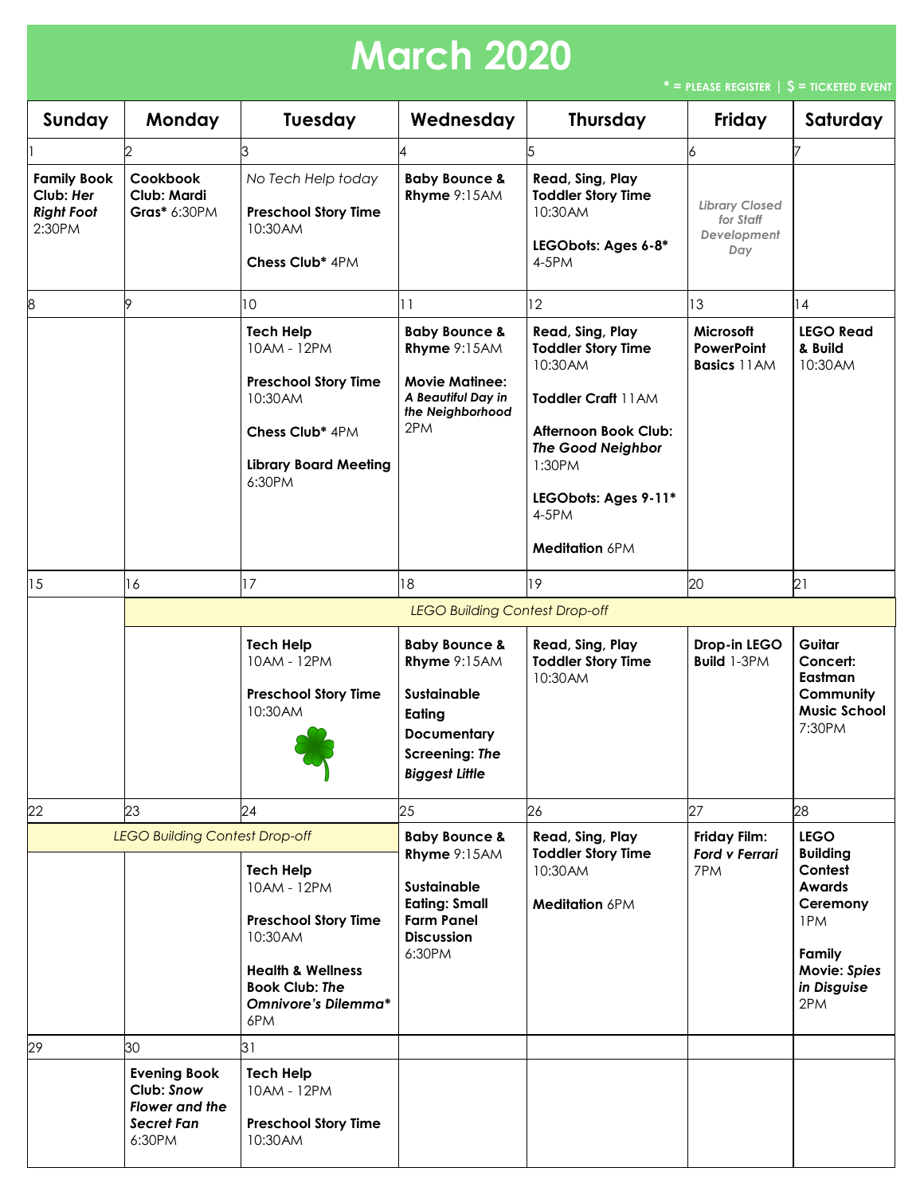# March 2020

\* = PLEASE REGISTER | $ = TICKETED EVENT

| Sunday | Monday | Tuesday | Wednesday | Thursday | Friday | Saturday |
|---|---|---|---|---|---|---|
| 1 | 2 | 3 | 4 | 5 | 6 | 7 |
| **Family Book Club: *Her Right Foot*** 2:30PM | **Cookbook Club: Mardi Gras*** 6:30PM | *No Tech Help today*<br><br>**Preschool Story Time** 10:30AM<br><br>**Chess Club*** 4PM | **Baby Bounce & Rhyme** 9:15AM | **Read, Sing, Play Toddler Story Time** 10:30AM<br><br>**LEGObots: Ages 6-8*** 4-5PM | *Library Closed for Staff Development Day* | |
| 8 | 9 | 10 | 11 | 12 | 13 | 14 |
| | | **Tech Help** 10AM - 12PM<br><br>**Preschool Story Time** 10:30AM<br><br>**Chess Club*** 4PM<br><br>**Library Board Meeting** 6:30PM | **Baby Bounce & Rhyme** 9:15AM<br><br>**Movie Matinee: *A Beautiful Day in the Neighborhood*** 2PM | **Read, Sing, Play Toddler Story Time** 10:30AM<br><br>**Toddler Craft** 11AM<br><br>**Afternoon Book Club: *The Good Neighbor*** 1:30PM<br><br>**LEGObots: Ages 9-11*** 4-5PM<br><br>**Meditation** 6PM | **Microsoft PowerPoint Basics** 11AM | **LEGO Read & Build** 10:30AM |
| 15 | 16 | 17 | 18 | 19 | 20 | 21 |
| | *LEGO Building Contest Drop-off* | *LEGO Building Contest Drop-off* | *LEGO Building Contest Drop-off* | *LEGO Building Contest Drop-off* | *LEGO Building Contest Drop-off* | *LEGO Building Contest Drop-off* |
| | | **Tech Help** 10AM - 12PM<br><br>**Preschool Story Time** 10:30AM | **Baby Bounce & Rhyme** 9:15AM<br><br>**Sustainable Eating Documentary Screening: *The Biggest Little*** | **Read, Sing, Play Toddler Story Time** 10:30AM | **Drop-in LEGO Build** 1-3PM | **Guitar Concert: Eastman Community Music School** 7:30PM |
| 22 | 23 | 24 | 25 | 26 | 27 | 28 |
| *LEGO Building Contest Drop-off* | *LEGO Building Contest Drop-off* | *LEGO Building Contest Drop-off* | **Baby Bounce & Rhyme** 9:15AM<br><br>**Sustainable Eating: Small Farm Panel Discussion** 6:30PM | **Read, Sing, Play Toddler Story Time** 10:30AM<br><br>**Meditation** 6PM | **Friday Film: *Ford v Ferrari*** 7PM | **LEGO Building Contest Awards Ceremony** 1PM<br><br>**Family Movie: *Spies in Disguise*** 2PM |
| | | **Tech Help** 10AM - 12PM<br><br>**Preschool Story Time** 10:30AM<br><br>**Health & Wellness Book Club: *The Omnivore's Dilemma**** 6PM | | | | |
| 29 | 30 | 31 | | | | |
| | **Evening Book Club: *Snow Flower and the Secret Fan*** 6:30PM | **Tech Help** 10AM - 12PM<br><br>**Preschool Story Time** 10:30AM | | | | |